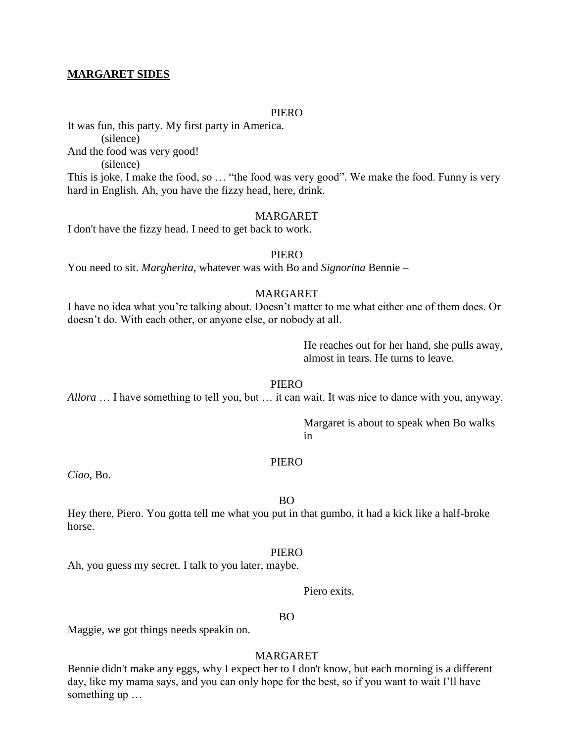**MARGARET SIDES**

PIERO

It was fun, this party. My first party in America.

(silence)

And the food was very good!

(silence)

This is joke, I make the food, so … "the food was very good". We make the food. Funny is very hard in English. Ah, you have the fizzy head, here, drink.

MARGARET

I don't have the fizzy head. I need to get back to work.

PIERO

You need to sit. *Margherita*, whatever was with Bo and *Signorina* Bennie –

MARGARET

I have no idea what you're talking about. Doesn't matter to me what either one of them does. Or doesn't do. With each other, or anyone else, or nobody at all.

He reaches out for her hand, she pulls away, almost in tears. He turns to leave.

PIERO

*Allora* … I have something to tell you, but … it can wait. It was nice to dance with you, anyway.

Margaret is about to speak when Bo walks in

PIERO

*Ciao*, Bo.

BO

Hey there, Piero. You gotta tell me what you put in that gumbo, it had a kick like a half-broke horse.

PIERO

Ah, you guess my secret. I talk to you later, maybe.

Piero exits.

BO

Maggie, we got things needs speakin on.

MARGARET

Bennie didn't make any eggs, why I expect her to I don't know, but each morning is a different day, like my mama says, and you can only hope for the best, so if you want to wait I'll have something up …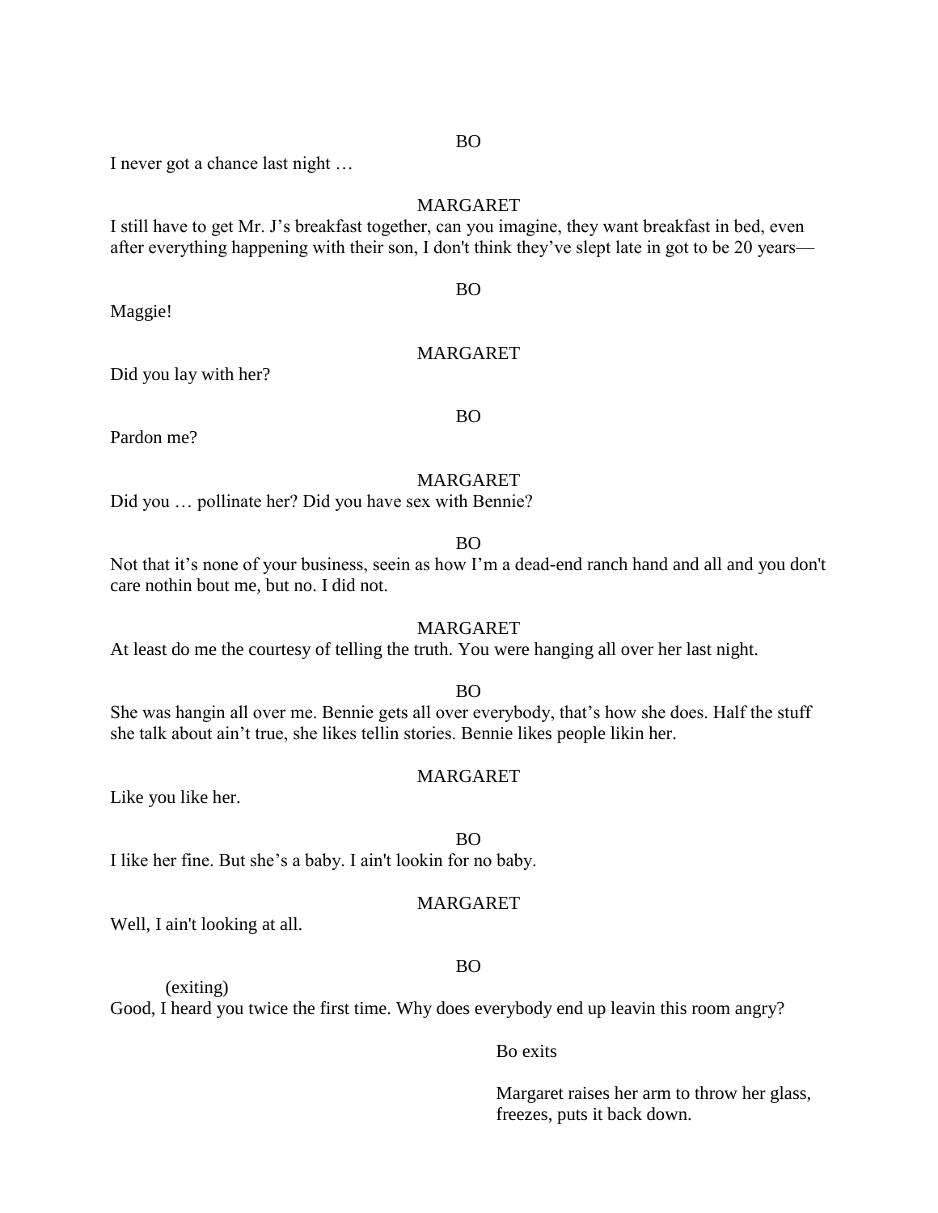BO

I never got a chance last night …

MARGARET

I still have to get Mr. J's breakfast together, can you imagine, they want breakfast in bed, even after everything happening with their son, I don't think they've slept late in got to be 20 years—

BO

Maggie!

MARGARET

Did you lay with her?

BO

Pardon me?

MARGARET

Did you … pollinate her? Did you have sex with Bennie?

BO

Not that it's none of your business, seein as how I'm a dead-end ranch hand and all and you don't care nothin bout me, but no. I did not.

MARGARET

At least do me the courtesy of telling the truth. You were hanging all over her last night.

BO

She was hangin all over me. Bennie gets all over everybody, that's how she does. Half the stuff she talk about ain't true, she likes tellin stories. Bennie likes people likin her.

MARGARET

Like you like her.

BO

I like her fine. But she's a baby. I ain't lookin for no baby.

MARGARET

Well, I ain't looking at all.

BO

(exiting)

Good, I heard you twice the first time. Why does everybody end up leavin this room angry?

Bo exits

Margaret raises her arm to throw her glass, freezes, puts it back down.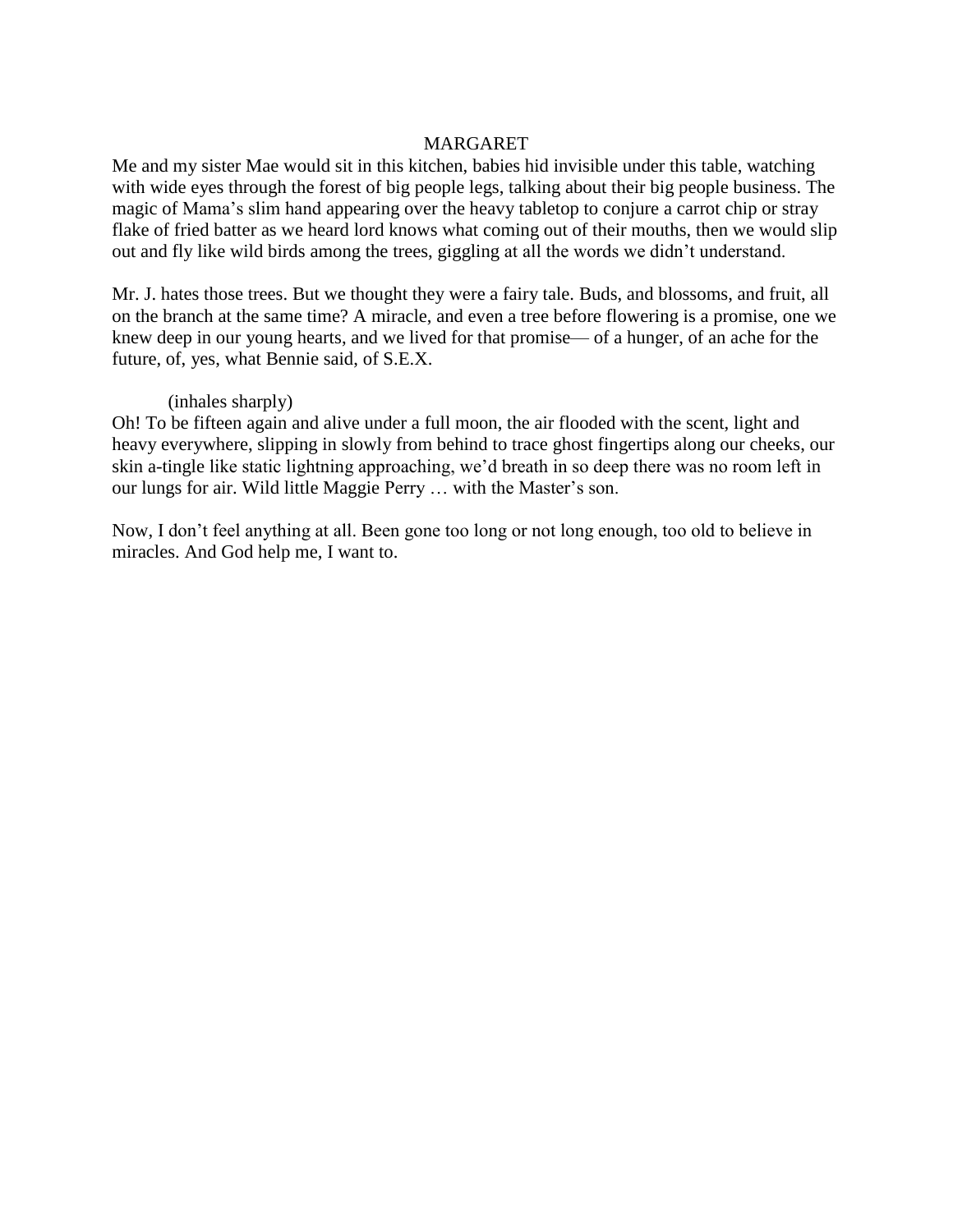MARGARET

Me and my sister Mae would sit in this kitchen, babies hid invisible under this table, watching with wide eyes through the forest of big people legs, talking about their big people business. The magic of Mama's slim hand appearing over the heavy tabletop to conjure a carrot chip or stray flake of fried batter as we heard lord knows what coming out of their mouths, then we would slip out and fly like wild birds among the trees, giggling at all the words we didn't understand.

Mr. J. hates those trees. But we thought they were a fairy tale. Buds, and blossoms, and fruit, all on the branch at the same time? A miracle, and even a tree before flowering is a promise, one we knew deep in our young hearts, and we lived for that promise— of a hunger, of an ache for the future, of, yes, what Bennie said, of S.E.X.

(inhales sharply)

Oh! To be fifteen again and alive under a full moon, the air flooded with the scent, light and heavy everywhere, slipping in slowly from behind to trace ghost fingertips along our cheeks, our skin a-tingle like static lightning approaching, we'd breath in so deep there was no room left in our lungs for air. Wild little Maggie Perry … with the Master's son.

Now, I don't feel anything at all. Been gone too long or not long enough, too old to believe in miracles. And God help me, I want to.